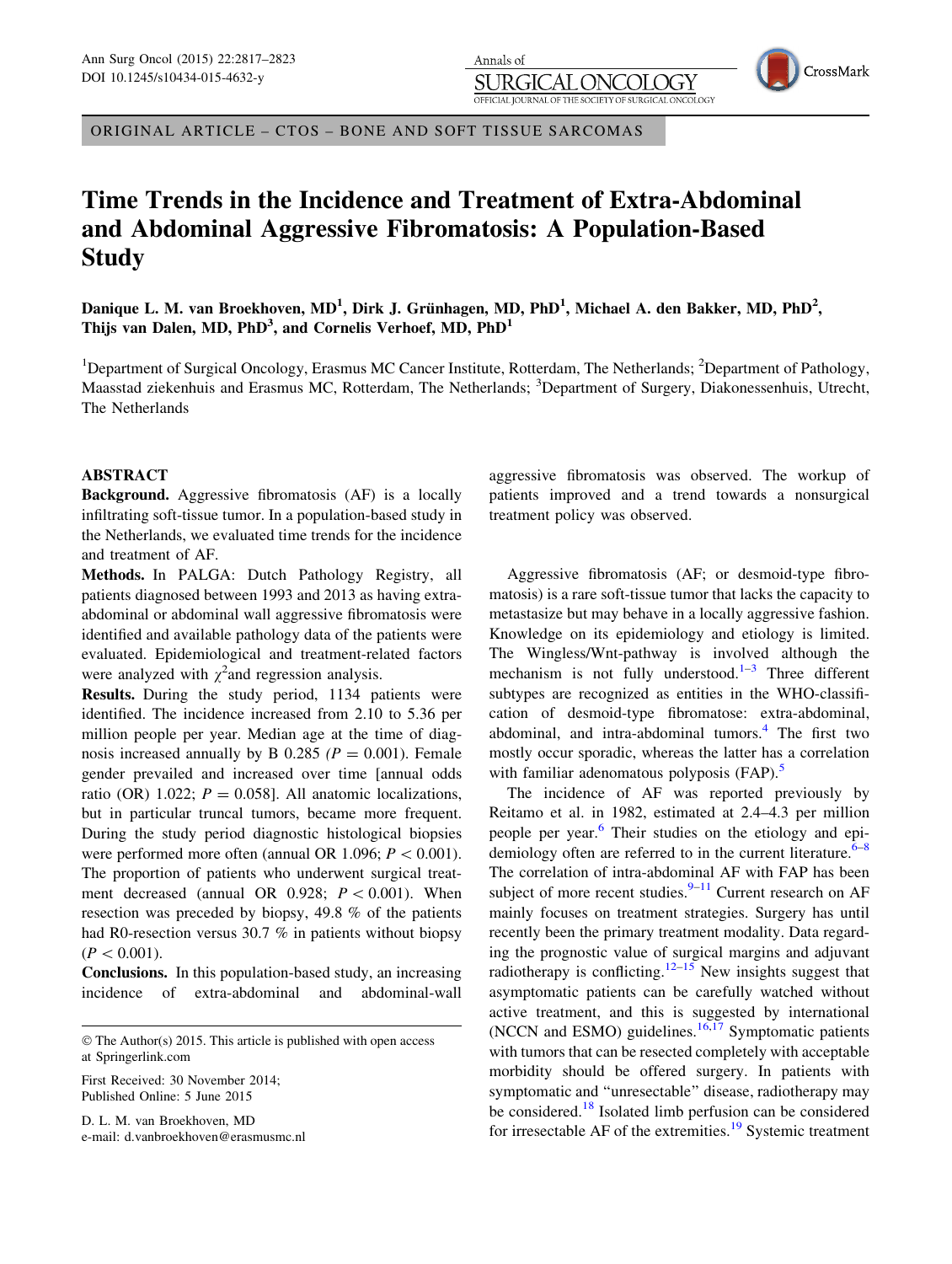ORIGINAL ARTICLE – CTOS – BONE AND SOFT TISSUE SARCOMAS

# Time Trends in the Incidence and Treatment of Extra-Abdominal and Abdominal Aggressive Fibromatosis: A Population-Based Study

**Danique L. M. van Broekhoven, MD[1], Dirk J. Grünhagen, MD, PhD[1], Michael A. den Bakker, MD, PhD[2], Thijs van Dalen, MD, PhD[3], and Cornelis Verhoef, MD, PhD[1]**

[1]Department of Surgical Oncology, Erasmus MC Cancer Institute, Rotterdam, The Netherlands; [2]Department of Pathology, Maasstad ziekenhuis and Erasmus MC, Rotterdam, The Netherlands; [3]Department of Surgery, Diakonessenhuis, Utrecht, The Netherlands

## ABSTRACT

**Background.** Aggressive fibromatosis (AF) is a locally infiltrating soft-tissue tumor. In a population-based study in the Netherlands, we evaluated time trends for the incidence and treatment of AF.

**Methods.** In PALGA: Dutch Pathology Registry, all patients diagnosed between 1993 and 2013 as having extra-abdominal or abdominal wall aggressive fibromatosis were identified and available pathology data of the patients were evaluated. Epidemiological and treatment-related factors were analyzed with $\chi^2$and regression analysis.

**Results.** During the study period, 1134 patients were identified. The incidence increased from 2.10 to 5.36 per million people per year. Median age at the time of diagnosis increased annually by B 0.285 *(P = 0.001)*. Female gender prevailed and increased over time [annual odds ratio (OR) 1.022; $P = 0.058$]. All anatomic localizations, but in particular truncal tumors, became more frequent. During the study period diagnostic histological biopsies were performed more often (annual OR 1.096; $P < 0.001$). The proportion of patients who underwent surgical treatment decreased (annual OR 0.928; $P < 0.001$). When resection was preceded by biopsy, 49.8 % of the patients had R0-resection versus 30.7 % in patients without biopsy ($P < 0.001$).

**Conclusions.** In this population-based study, an increasing incidence of extra-abdominal and abdominal-wall aggressive fibromatosis was observed. The workup of patients improved and a trend towards a nonsurgical treatment policy was observed.

© The Author(s) 2015. This article is published with open access at Springerlink.com

First Received: 30 November 2014;
Published Online: 5 June 2015

D. L. M. van Broekhoven, MD
e-mail: d.vanbroekhoven@erasmusmc.nl

Aggressive fibromatosis (AF; or desmoid-type fibromatosis) is a rare soft-tissue tumor that lacks the capacity to metastasize but may behave in a locally aggressive fashion. Knowledge on its epidemiology and etiology is limited. The Wingless/Wnt-pathway is involved although the mechanism is not fully understood.[1–3] Three different subtypes are recognized as entities in the WHO-classification of desmoid-type fibromatose: extra-abdominal, abdominal, and intra-abdominal tumors.[4] The first two mostly occur sporadic, whereas the latter has a correlation with familiar adenomatous polyposis (FAP).[5]

The incidence of AF was reported previously by Reitamo et al. in 1982, estimated at 2.4–4.3 per million people per year.[6] Their studies on the etiology and epidemiology often are referred to in the current literature.[6–8] The correlation of intra-abdominal AF with FAP has been subject of more recent studies.[9–11] Current research on AF mainly focuses on treatment strategies. Surgery has until recently been the primary treatment modality. Data regarding the prognostic value of surgical margins and adjuvant radiotherapy is conflicting.[12–15] New insights suggest that asymptomatic patients can be carefully watched without active treatment, and this is suggested by international (NCCN and ESMO) guidelines.[16,17] Symptomatic patients with tumors that can be resected completely with acceptable morbidity should be offered surgery. In patients with symptomatic and "unresectable" disease, radiotherapy may be considered.[18] Isolated limb perfusion can be considered for irresectable AF of the extremities.[19] Systemic treatment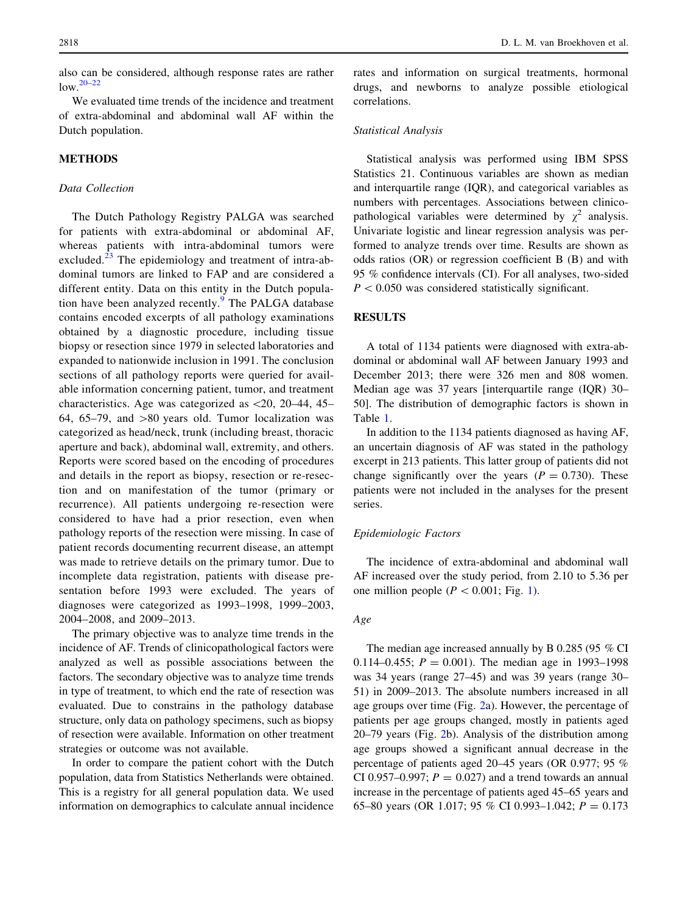also can be considered, although response rates are rather low.[20–22]

We evaluated time trends of the incidence and treatment of extra-abdominal and abdominal wall AF within the Dutch population.

## METHODS

### *Data Collection*

The Dutch Pathology Registry PALGA was searched for patients with extra-abdominal or abdominal AF, whereas patients with intra-abdominal tumors were excluded.[23] The epidemiology and treatment of intra-abdominal tumors are linked to FAP and are considered a different entity. Data on this entity in the Dutch population have been analyzed recently.[9] The PALGA database contains encoded excerpts of all pathology examinations obtained by a diagnostic procedure, including tissue biopsy or resection since 1979 in selected laboratories and expanded to nationwide inclusion in 1991. The conclusion sections of all pathology reports were queried for available information concerning patient, tumor, and treatment characteristics. Age was categorized as <20, 20–44, 45–64, 65–79, and >80 years old. Tumor localization was categorized as head/neck, trunk (including breast, thoracic aperture and back), abdominal wall, extremity, and others. Reports were scored based on the encoding of procedures and details in the report as biopsy, resection or re-resection and on manifestation of the tumor (primary or recurrence). All patients undergoing re-resection were considered to have had a prior resection, even when pathology reports of the resection were missing. In case of patient records documenting recurrent disease, an attempt was made to retrieve details on the primary tumor. Due to incomplete data registration, patients with disease presentation before 1993 were excluded. The years of diagnoses were categorized as 1993–1998, 1999–2003, 2004–2008, and 2009–2013.

The primary objective was to analyze time trends in the incidence of AF. Trends of clinicopathological factors were analyzed as well as possible associations between the factors. The secondary objective was to analyze time trends in type of treatment, to which end the rate of resection was evaluated. Due to constrains in the pathology database structure, only data on pathology specimens, such as biopsy of resection were available. Information on other treatment strategies or outcome was not available.

In order to compare the patient cohort with the Dutch population, data from Statistics Netherlands were obtained. This is a registry for all general population data. We used information on demographics to calculate annual incidence rates and information on surgical treatments, hormonal drugs, and newborns to analyze possible etiological correlations.

### *Statistical Analysis*

Statistical analysis was performed using IBM SPSS Statistics 21. Continuous variables are shown as median and interquartile range (IQR), and categorical variables as numbers with percentages. Associations between clinicopathological variables were determined by $\chi^2$ analysis. Univariate logistic and linear regression analysis was performed to analyze trends over time. Results are shown as odds ratios (OR) or regression coefficient B (B) and with 95 % confidence intervals (CI). For all analyses, two-sided $P < 0.050$ was considered statistically significant.

## RESULTS

A total of 1134 patients were diagnosed with extra-abdominal or abdominal wall AF between January 1993 and December 2013; there were 326 men and 808 women. Median age was 37 years [interquartile range (IQR) 30–50]. The distribution of demographic factors is shown in Table 1.

In addition to the 1134 patients diagnosed as having AF, an uncertain diagnosis of AF was stated in the pathology excerpt in 213 patients. This latter group of patients did not change significantly over the years ($P = 0.730$). These patients were not included in the analyses for the present series.

### *Epidemiologic Factors*

The incidence of extra-abdominal and abdominal wall AF increased over the study period, from 2.10 to 5.36 per one million people ($P < 0.001$; Fig. 1).

### *Age*

The median age increased annually by B 0.285 (95 % CI 0.114–0.455; $P = 0.001$). The median age in 1993–1998 was 34 years (range 27–45) and was 39 years (range 30–51) in 2009–2013. The absolute numbers increased in all age groups over time (Fig. 2a). However, the percentage of patients per age groups changed, mostly in patients aged 20–79 years (Fig. 2b). Analysis of the distribution among age groups showed a significant annual decrease in the percentage of patients aged 20–45 years (OR 0.977; 95 % CI 0.957–0.997; $P = 0.027$) and a trend towards an annual increase in the percentage of patients aged 45–65 years and 65–80 years (OR 1.017; 95 % CI 0.993–1.042; $P = 0.173$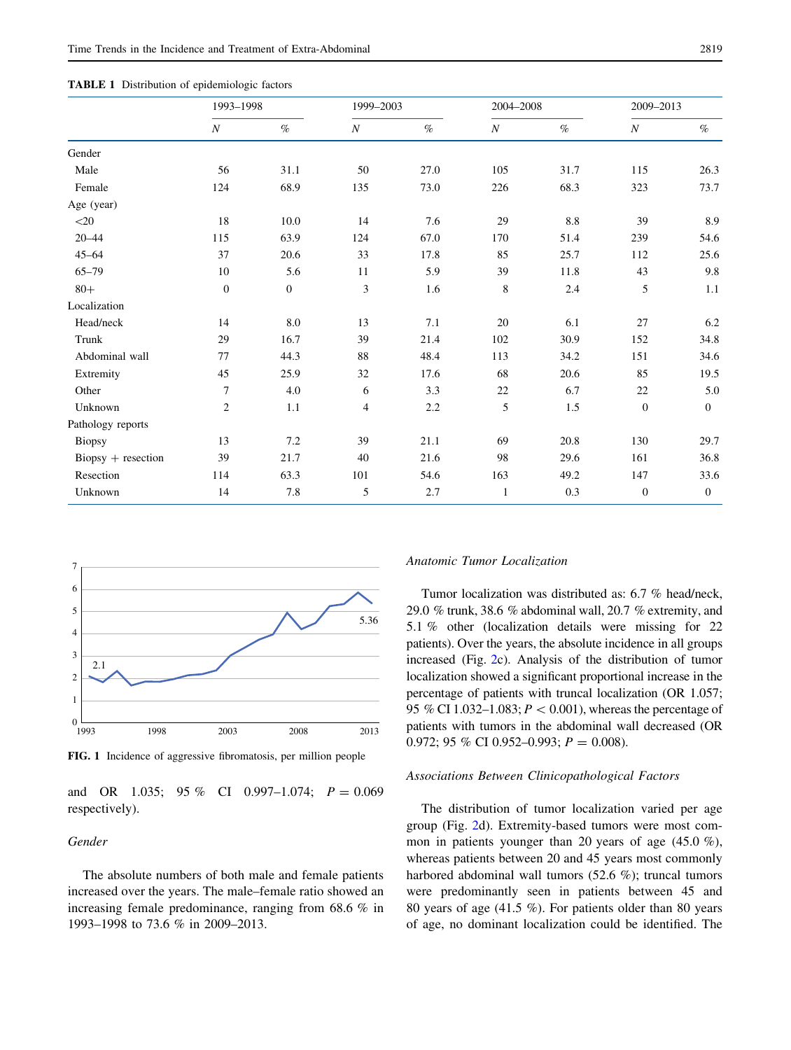**TABLE 1** Distribution of epidemiologic factors

| | 1993–1998 | | 1999–2003 | | 2004–2008 | | 2009–2013 | |
|---|---|---|---|---|---|---|---|---|
| | *N* | % | *N* | % | *N* | % | *N* | % |
| Gender | | | | | | | | |
| Male | 56 | 31.1 | 50 | 27.0 | 105 | 31.7 | 115 | 26.3 |
| Female | 124 | 68.9 | 135 | 73.0 | 226 | 68.3 | 323 | 73.7 |
| Age (year) | | | | | | | | |
| <20 | 18 | 10.0 | 14 | 7.6 | 29 | 8.8 | 39 | 8.9 |
| 20–44 | 115 | 63.9 | 124 | 67.0 | 170 | 51.4 | 239 | 54.6 |
| 45–64 | 37 | 20.6 | 33 | 17.8 | 85 | 25.7 | 112 | 25.6 |
| 65–79 | 10 | 5.6 | 11 | 5.9 | 39 | 11.8 | 43 | 9.8 |
| 80+ | 0 | 0 | 3 | 1.6 | 8 | 2.4 | 5 | 1.1 |
| Localization | | | | | | | | |
| Head/neck | 14 | 8.0 | 13 | 7.1 | 20 | 6.1 | 27 | 6.2 |
| Trunk | 29 | 16.7 | 39 | 21.4 | 102 | 30.9 | 152 | 34.8 |
| Abdominal wall | 77 | 44.3 | 88 | 48.4 | 113 | 34.2 | 151 | 34.6 |
| Extremity | 45 | 25.9 | 32 | 17.6 | 68 | 20.6 | 85 | 19.5 |
| Other | 7 | 4.0 | 6 | 3.3 | 22 | 6.7 | 22 | 5.0 |
| Unknown | 2 | 1.1 | 4 | 2.2 | 5 | 1.5 | 0 | 0 |
| Pathology reports | | | | | | | | |
| Biopsy | 13 | 7.2 | 39 | 21.1 | 69 | 20.8 | 130 | 29.7 |
| Biopsy + resection | 39 | 21.7 | 40 | 21.6 | 98 | 29.6 | 161 | 36.8 |
| Resection | 114 | 63.3 | 101 | 54.6 | 163 | 49.2 | 147 | 33.6 |
| Unknown | 14 | 7.8 | 5 | 2.7 | 1 | 0.3 | 0 | 0 |

**FIG. 1** Incidence of aggressive fibromatosis, per million people

and OR 1.035; 95 % CI 0.997–1.074; $P = 0.069$ respectively).

### *Gender*

The absolute numbers of both male and female patients increased over the years. The male–female ratio showed an increasing female predominance, ranging from 68.6 % in 1993–1998 to 73.6 % in 2009–2013.

### *Anatomic Tumor Localization*

Tumor localization was distributed as: 6.7 % head/neck, 29.0 % trunk, 38.6 % abdominal wall, 20.7 % extremity, and 5.1 % other (localization details were missing for 22 patients). Over the years, the absolute incidence in all groups increased (Fig. 2c). Analysis of the distribution of tumor localization showed a significant proportional increase in the percentage of patients with truncal localization (OR 1.057; 95 % CI 1.032–1.083; $P < 0.001$), whereas the percentage of patients with tumors in the abdominal wall decreased (OR 0.972; 95 % CI 0.952–0.993; $P = 0.008$).

### *Associations Between Clinicopathological Factors*

The distribution of tumor localization varied per age group (Fig. 2d). Extremity-based tumors were most common in patients younger than 20 years of age (45.0 %), whereas patients between 20 and 45 years most commonly harbored abdominal wall tumors (52.6 %); truncal tumors were predominantly seen in patients between 45 and 80 years of age (41.5 %). For patients older than 80 years of age, no dominant localization could be identified. The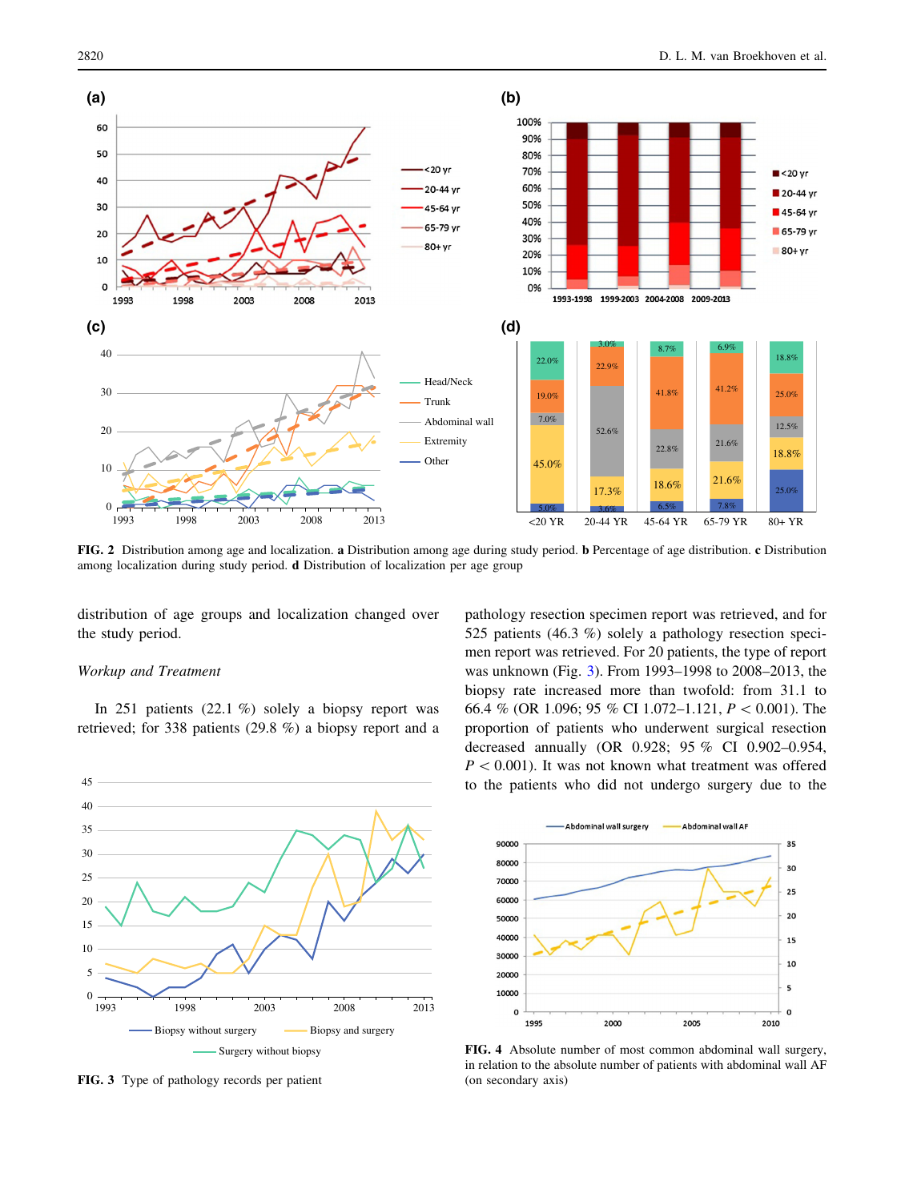FIG. 2 Distribution among age and localization. **a** Distribution among age during study period. **b** Percentage of age distribution. **c** Distribution among localization during study period. **d** Distribution of localization per age group

distribution of age groups and localization changed over the study period.

*Workup and Treatment*

In 251 patients (22.1 %) solely a biopsy report was retrieved; for 338 patients (29.8 %) a biopsy report and a pathology resection specimen report was retrieved, and for 525 patients (46.3 %) solely a pathology resection specimen report was retrieved. For 20 patients, the type of report was unknown (Fig. 3). From 1993–1998 to 2008–2013, the biopsy rate increased more than twofold: from 31.1 to 66.4 % (OR 1.096; 95 % CI 1.072–1.121, $P < 0.001$). The proportion of patients who underwent surgical resection decreased annually (OR 0.928; 95 % CI 0.902–0.954, $P < 0.001$). It was not known what treatment was offered to the patients who did not undergo surgery due to the

FIG. 3 Type of pathology records per patient

FIG. 4 Absolute number of most common abdominal wall surgery, in relation to the absolute number of patients with abdominal wall AF (on secondary axis)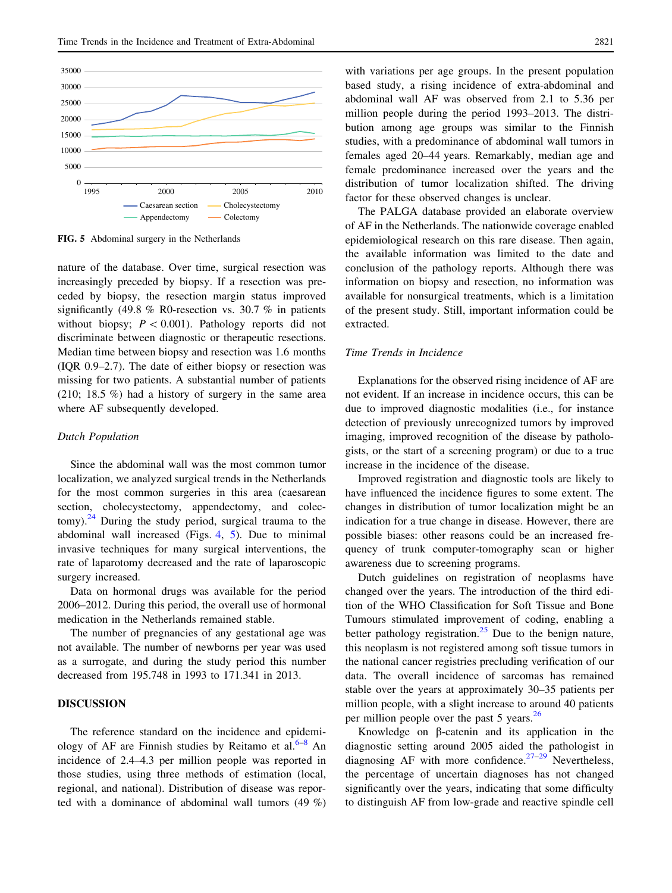FIG. 5 Abdominal surgery in the Netherlands

nature of the database. Over time, surgical resection was increasingly preceded by biopsy. If a resection was preceded by biopsy, the resection margin status improved significantly (49.8 % R0-resection vs. 30.7 % in patients without biopsy; $P < 0.001$). Pathology reports did not discriminate between diagnostic or therapeutic resections. Median time between biopsy and resection was 1.6 months (IQR 0.9–2.7). The date of either biopsy or resection was missing for two patients. A substantial number of patients (210; 18.5 %) had a history of surgery in the same area where AF subsequently developed.

### *Dutch Population*

Since the abdominal wall was the most common tumor localization, we analyzed surgical trends in the Netherlands for the most common surgeries in this area (caesarean section, cholecystectomy, appendectomy, and colectomy).[24] During the study period, surgical trauma to the abdominal wall increased (Figs. 4, 5). Due to minimal invasive techniques for many surgical interventions, the rate of laparotomy decreased and the rate of laparoscopic surgery increased.

Data on hormonal drugs was available for the period 2006–2012. During this period, the overall use of hormonal medication in the Netherlands remained stable.

The number of pregnancies of any gestational age was not available. The number of newborns per year was used as a surrogate, and during the study period this number decreased from 195.748 in 1993 to 171.341 in 2013.

## DISCUSSION

The reference standard on the incidence and epidemiology of AF are Finnish studies by Reitamo et al.[6–8] An incidence of 2.4–4.3 per million people was reported in those studies, using three methods of estimation (local, regional, and national). Distribution of disease was reported with a dominance of abdominal wall tumors (49 %) with variations per age groups. In the present population based study, a rising incidence of extra-abdominal and abdominal wall AF was observed from 2.1 to 5.36 per million people during the period 1993–2013. The distribution among age groups was similar to the Finnish studies, with a predominance of abdominal wall tumors in females aged 20–44 years. Remarkably, median age and female predominance increased over the years and the distribution of tumor localization shifted. The driving factor for these observed changes is unclear.

The PALGA database provided an elaborate overview of AF in the Netherlands. The nationwide coverage enabled epidemiological research on this rare disease. Then again, the available information was limited to the date and conclusion of the pathology reports. Although there was information on biopsy and resection, no information was available for nonsurgical treatments, which is a limitation of the present study. Still, important information could be extracted.

### *Time Trends in Incidence*

Explanations for the observed rising incidence of AF are not evident. If an increase in incidence occurs, this can be due to improved diagnostic modalities (i.e., for instance detection of previously unrecognized tumors by improved imaging, improved recognition of the disease by pathologists, or the start of a screening program) or due to a true increase in the incidence of the disease.

Improved registration and diagnostic tools are likely to have influenced the incidence figures to some extent. The changes in distribution of tumor localization might be an indication for a true change in disease. However, there are possible biases: other reasons could be an increased frequency of trunk computer-tomography scan or higher awareness due to screening programs.

Dutch guidelines on registration of neoplasms have changed over the years. The introduction of the third edition of the WHO Classification for Soft Tissue and Bone Tumours stimulated improvement of coding, enabling a better pathology registration.[25] Due to the benign nature, this neoplasm is not registered among soft tissue tumors in the national cancer registries precluding verification of our data. The overall incidence of sarcomas has remained stable over the years at approximately 30–35 patients per million people, with a slight increase to around 40 patients per million people over the past 5 years.[26]

Knowledge on β-catenin and its application in the diagnostic setting around 2005 aided the pathologist in diagnosing AF with more confidence.[27–29] Nevertheless, the percentage of uncertain diagnoses has not changed significantly over the years, indicating that some difficulty to distinguish AF from low-grade and reactive spindle cell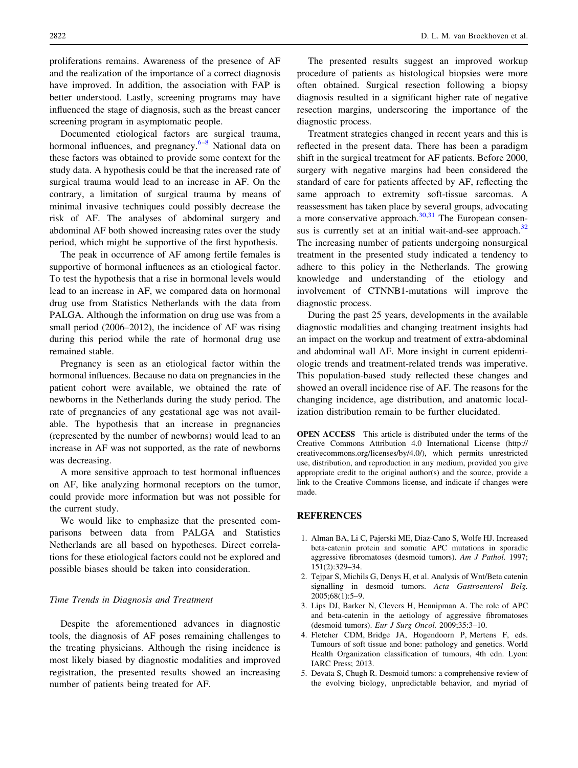proliferations remains. Awareness of the presence of AF and the realization of the importance of a correct diagnosis have improved. In addition, the association with FAP is better understood. Lastly, screening programs may have influenced the stage of diagnosis, such as the breast cancer screening program in asymptomatic people.

Documented etiological factors are surgical trauma, hormonal influences, and pregnancy.[6–8] National data on these factors was obtained to provide some context for the study data. A hypothesis could be that the increased rate of surgical trauma would lead to an increase in AF. On the contrary, a limitation of surgical trauma by means of minimal invasive techniques could possibly decrease the risk of AF. The analyses of abdominal surgery and abdominal AF both showed increasing rates over the study period, which might be supportive of the first hypothesis.

The peak in occurrence of AF among fertile females is supportive of hormonal influences as an etiological factor. To test the hypothesis that a rise in hormonal levels would lead to an increase in AF, we compared data on hormonal drug use from Statistics Netherlands with the data from PALGA. Although the information on drug use was from a small period (2006–2012), the incidence of AF was rising during this period while the rate of hormonal drug use remained stable.

Pregnancy is seen as an etiological factor within the hormonal influences. Because no data on pregnancies in the patient cohort were available, we obtained the rate of newborns in the Netherlands during the study period. The rate of pregnancies of any gestational age was not available. The hypothesis that an increase in pregnancies (represented by the number of newborns) would lead to an increase in AF was not supported, as the rate of newborns was decreasing.

A more sensitive approach to test hormonal influences on AF, like analyzing hormonal receptors on the tumor, could provide more information but was not possible for the current study.

We would like to emphasize that the presented comparisons between data from PALGA and Statistics Netherlands are all based on hypotheses. Direct correlations for these etiological factors could not be explored and possible biases should be taken into consideration.

### *Time Trends in Diagnosis and Treatment*

Despite the aforementioned advances in diagnostic tools, the diagnosis of AF poses remaining challenges to the treating physicians. Although the rising incidence is most likely biased by diagnostic modalities and improved registration, the presented results showed an increasing number of patients being treated for AF.

The presented results suggest an improved workup procedure of patients as histological biopsies were more often obtained. Surgical resection following a biopsy diagnosis resulted in a significant higher rate of negative resection margins, underscoring the importance of the diagnostic process.

Treatment strategies changed in recent years and this is reflected in the present data. There has been a paradigm shift in the surgical treatment for AF patients. Before 2000, surgery with negative margins had been considered the standard of care for patients affected by AF, reflecting the same approach to extremity soft-tissue sarcomas. A reassessment has taken place by several groups, advocating a more conservative approach.[30,31] The European consensus is currently set at an initial wait-and-see approach.[32] The increasing number of patients undergoing nonsurgical treatment in the presented study indicated a tendency to adhere to this policy in the Netherlands. The growing knowledge and understanding of the etiology and involvement of CTNNB1-mutations will improve the diagnostic process.

During the past 25 years, developments in the available diagnostic modalities and changing treatment insights had an impact on the workup and treatment of extra-abdominal and abdominal wall AF. More insight in current epidemiologic trends and treatment-related trends was imperative. This population-based study reflected these changes and showed an overall incidence rise of AF. The reasons for the changing incidence, age distribution, and anatomic localization distribution remain to be further elucidated.

**OPEN ACCESS** This article is distributed under the terms of the Creative Commons Attribution 4.0 International License (http://creativecommons.org/licenses/by/4.0/), which permits unrestricted use, distribution, and reproduction in any medium, provided you give appropriate credit to the original author(s) and the source, provide a link to the Creative Commons license, and indicate if changes were made.

## REFERENCES

1. Alman BA, Li C, Pajerski ME, Diaz-Cano S, Wolfe HJ. Increased beta-catenin protein and somatic APC mutations in sporadic aggressive fibromatoses (desmoid tumors). *Am J Pathol.* 1997; 151(2):329–34.
2. Tejpar S, Michils G, Denys H, et al. Analysis of Wnt/Beta catenin signalling in desmoid tumors. *Acta Gastroenterol Belg.* 2005;68(1):5–9.
3. Lips DJ, Barker N, Clevers H, Hennipman A. The role of APC and beta-catenin in the aetiology of aggressive fibromatoses (desmoid tumors). *Eur J Surg Oncol.* 2009;35:3–10.
4. Fletcher CDM, Bridge JA, Hogendoorn P, Mertens F, eds. Tumours of soft tissue and bone: pathology and genetics. World Health Organization classification of tumours, 4th edn. Lyon: IARC Press; 2013.
5. Devata S, Chugh R. Desmoid tumors: a comprehensive review of the evolving biology, unpredictable behavior, and myriad of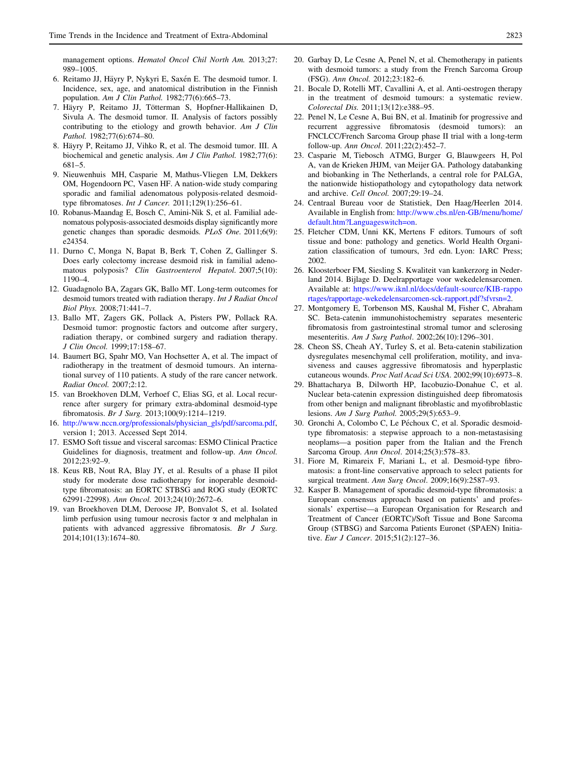management options. *Hematol Oncol Chil North Am.* 2013;27: 989–1005.

6. Reitamo JJ, Häyry P, Nykyri E, Saxén E. The desmoid tumor. I. Incidence, sex, age, and anatomical distribution in the Finnish population. *Am J Clin Pathol.* 1982;77(6):665–73.
7. Häyry P, Reitamo JJ, Tötterman S, Hopfner-Hallikainen D, Sivula A. The desmoid tumor. II. Analysis of factors possibly contributing to the etiology and growth behavior. *Am J Clin Pathol.* 1982;77(6):674–80.
8. Häyry P, Reitamo JJ, Vihko R, et al. The desmoid tumor. III. A biochemical and genetic analysis. *Am J Clin Pathol.* 1982;77(6): 681–5.
9. Nieuwenhuis MH, Casparie M, Mathus-Vliegen LM, Dekkers OM, Hogendoorn PC, Vasen HF. A nation-wide study comparing sporadic and familial adenomatous polyposis-related desmoid-type fibromatoses. *Int J Cancer.* 2011;129(1):256–61.
10. Robanus-Maandag E, Bosch C, Amini-Nik S, et al. Familial adenomatous polyposis-associated desmoids display significantly more genetic changes than sporadic desmoids. *PLoS One.* 2011;6(9): e24354.
11. Durno C, Monga N, Bapat B, Berk T, Cohen Z, Gallinger S. Does early colectomy increase desmoid risk in familial adenomatous polyposis? *Clin Gastroenterol Hepatol.* 2007;5(10): 1190–4.
12. Guadagnolo BA, Zagars GK, Ballo MT. Long-term outcomes for desmoid tumors treated with radiation therapy. *Int J Radiat Oncol Biol Phys.* 2008;71:441–7.
13. Ballo MT, Zagers GK, Pollack A, Pisters PW, Pollack RA. Desmoid tumor: prognostic factors and outcome after surgery, radiation therapy, or combined surgery and radiation therapy. *J Clin Oncol.* 1999;17:158–67.
14. Baumert BG, Spahr MO, Van Hochsetter A, et al. The impact of radiotherapy in the treatment of desmoid tumours. An international survey of 110 patients. A study of the rare cancer network. *Radiat Oncol.* 2007;2:12.
15. van Broekhoven DLM, Verhoef C, Elias SG, et al. Local recurrence after surgery for primary extra-abdominal desmoid-type fibromatosis. *Br J Surg.* 2013;100(9):1214–1219.
16. http://www.nccn.org/professionals/physician_gls/pdf/sarcoma.pdf, version 1; 2013. Accessed Sept 2014.
17. ESMO Soft tissue and visceral sarcomas: ESMO Clinical Practice Guidelines for diagnosis, treatment and follow-up. *Ann Oncol.* 2012;23:92–9.
18. Keus RB, Nout RA, Blay JY, et al. Results of a phase II pilot study for moderate dose radiotherapy for inoperable desmoid-type fibromatosis: an EORTC STBSG and ROG study (EORTC 62991-22998). *Ann Oncol.* 2013;24(10):2672–6.
19. van Broekhoven DLM, Deroose JP, Bonvalot S, et al. Isolated limb perfusion using tumour necrosis factor α and melphalan in patients with advanced aggressive fibromatosis. *Br J Surg.* 2014;101(13):1674–80.
20. Garbay D, Le Cesne A, Penel N, et al. Chemotherapy in patients with desmoid tumors: a study from the French Sarcoma Group (FSG). *Ann Oncol.* 2012;23:182–6.
21. Bocale D, Rotelli MT, Cavallini A, et al. Anti-oestrogen therapy in the treatment of desmoid tumours: a systematic review. *Colorectal Dis.* 2011;13(12):e388–95.
22. Penel N, Le Cesne A, Bui BN, et al. Imatinib for progressive and recurrent aggressive fibromatosis (desmoid tumors): an FNCLCC/French Sarcoma Group phase II trial with a long-term follow-up. *Ann Oncol*. 2011;22(2):452–7.
23. Casparie M, Tiebosch ATMG, Burger G, Blauwgeers H, Pol A, van de Krieken JHJM, van Meijer GA. Pathology databanking and biobanking in The Netherlands, a central role for PALGA, the nationwide histiopathology and cytopathology data network and archive. *Cell Oncol.* 2007;29:19–24.
24. Centraal Bureau voor de Statistiek, Den Haag/Heerlen 2014. Available in English from: http://www.cbs.nl/en-GB/menu/home/default.htm?Languageswitch=on.
25. Fletcher CDM, Unni KK, Mertens F editors. Tumours of soft tissue and bone: pathology and genetics. World Health Organization classification of tumours, 3rd edn. Lyon: IARC Press; 2002.
26. Kloosterboer FM, Siesling S. Kwaliteit van kankerzorg in Nederland 2014. Bijlage D. Deelrapportage voor wekedelensarcomen. Available at: https://www.iknl.nl/docs/default-source/KIB-rapportages/rapportage-wekedelensarcomen-sck-rapport.pdf?sfvrsn=2.
27. Montgomery E, Torbenson MS, Kaushal M, Fisher C, Abraham SC. Beta-catenin immunohistochemistry separates mesenteric fibromatosis from gastrointestinal stromal tumor and sclerosing mesenteritis. *Am J Surg Pathol*. 2002;26(10):1296–301.
28. Cheon SS, Cheah AY, Turley S, et al. Beta-catenin stabilization dysregulates mesenchymal cell proliferation, motility, and invasiveness and causes aggressive fibromatosis and hyperplastic cutaneous wounds. *Proc Natl Acad Sci USA*. 2002;99(10):6973–8.
29. Bhattacharya B, Dilworth HP, Iacobuzio-Donahue C, et al. Nuclear beta-catenin expression distinguished deep fibromatosis from other benign and malignant fibroblastic and myofibroblastic lesions. *Am J Surg Pathol.* 2005;29(5):653–9.
30. Gronchi A, Colombo C, Le Péchoux C, et al. Sporadic desmoid-type fibromatosis: a stepwise approach to a non-metastasising neoplams—a position paper from the Italian and the French Sarcoma Group. *Ann Oncol*. 2014;25(3):578–83.
31. Fiore M, Rimareix F, Mariani L, et al. Desmoid-type fibromatosis: a front-line conservative approach to select patients for surgical treatment. *Ann Surg Oncol*. 2009;16(9):2587–93.
32. Kasper B. Management of sporadic desmoid-type fibromatosis: a European consensus approach based on patients' and professionals' expertise—a European Organisation for Research and Treatment of Cancer (EORTC)/Soft Tissue and Bone Sarcoma Group (STBSG) and Sarcoma Patients Euronet (SPAEN) Initiative. *Eur J Cancer*. 2015;51(2):127–36.